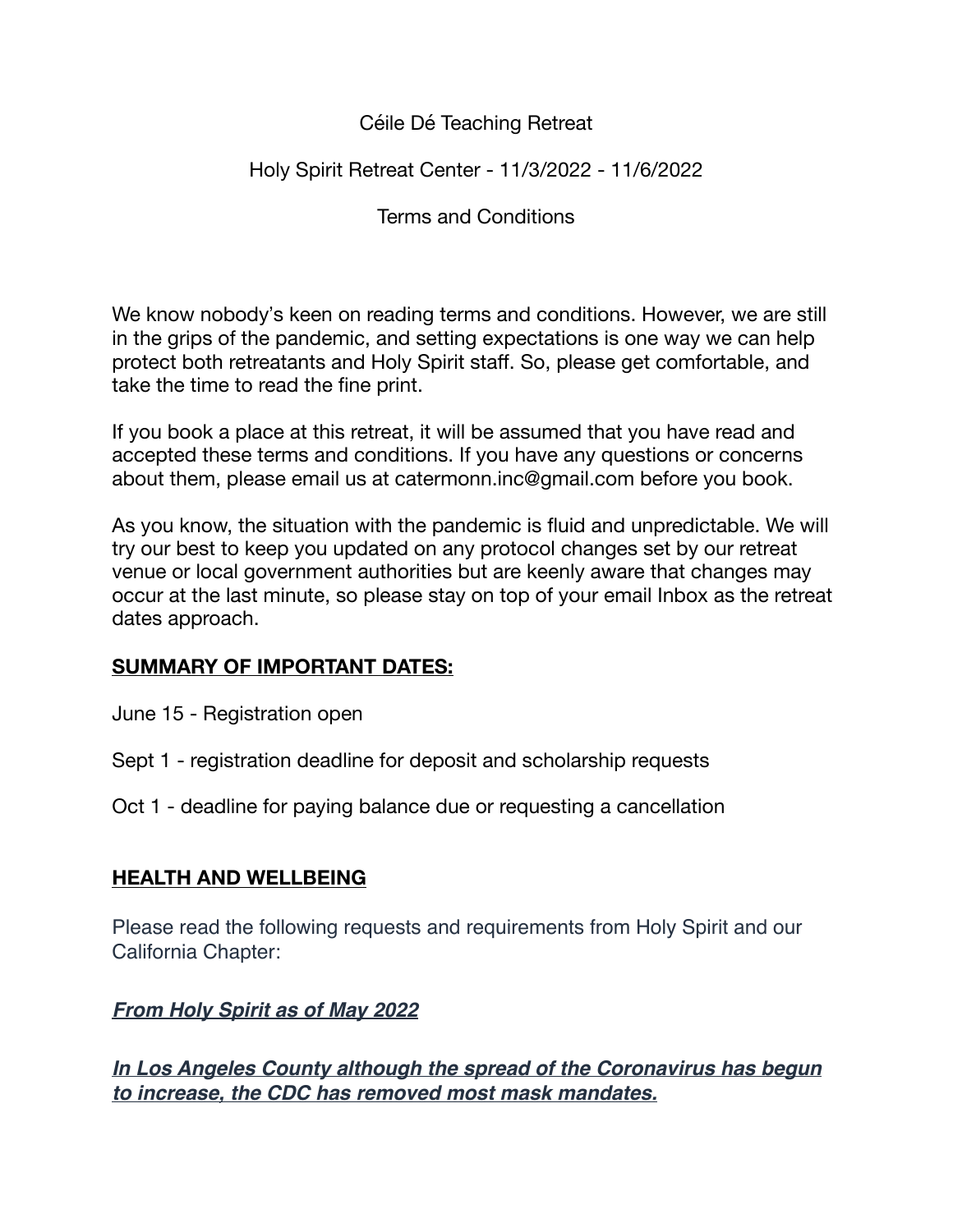Céile Dé Teaching Retreat

Holy Spirit Retreat Center - 11/3/2022 - 11/6/2022

Terms and Conditions

We know nobody's keen on reading terms and conditions. However, we are still in the grips of the pandemic, and setting expectations is one way we can help protect both retreatants and Holy Spirit staff. So, please get comfortable, and take the time to read the fine print.

If you book a place at this retreat, it will be assumed that you have read and accepted these terms and conditions. If you have any questions or concerns about them, please email us at catermonn.inc@gmail.com before you book.

As you know, the situation with the pandemic is fluid and unpredictable. We will try our best to keep you updated on any protocol changes set by our retreat venue or local government authorities but are keenly aware that changes may occur at the last minute, so please stay on top of your email Inbox as the retreat dates approach.

## SUMMARY OF IMPORTANT DATES:

June 15 - Registration open

Sept 1 - registration deadline for deposit and scholarship requests

Oct 1 - deadline for paying balance due or requesting a cancellation

## HEALTH AND WELLBEING

Please read the following requests and requirements from Holy Spirit and our California Chapter:

***From Holy Spirit as of May 2022***

***In Los Angeles County although the spread of the Coronavirus has begun to increase, the CDC has removed most mask mandates.***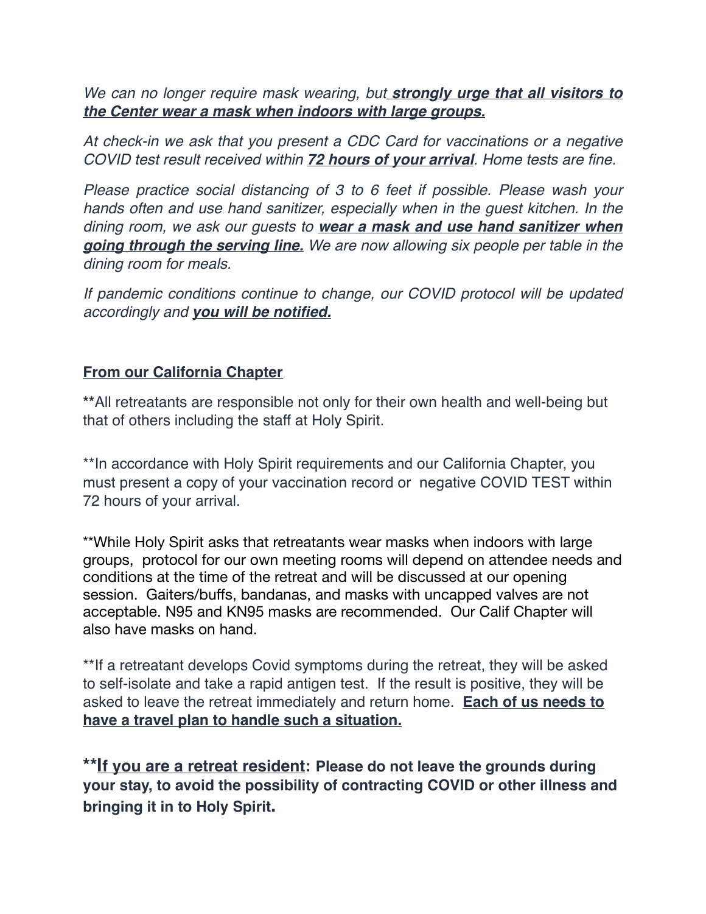*We can no longer require mask wearing, but* ***strongly urge that all visitors to the Center wear a mask when indoors with large groups.***

*At check-in we ask that you present a CDC Card for vaccinations or a negative COVID test result received within* ***72 hours of your arrival****. Home tests are fine.*

*Please practice social distancing of 3 to 6 feet if possible. Please wash your hands often and use hand sanitizer, especially when in the guest kitchen. In the dining room, we ask our guests to* ***wear a mask and use hand sanitizer when going through the serving line.*** *We are now allowing six people per table in the dining room for meals.*

*If pandemic conditions continue to change, our COVID protocol will be updated accordingly and* ***you will be notified.***

**From our California Chapter**

**\*\***All retreatants are responsible not only for their own health and well-being but that of others including the staff at Holy Spirit.

\*\*In accordance with Holy Spirit requirements and our California Chapter, you must present a copy of your vaccination record or negative COVID TEST within 72 hours of your arrival.

\*\*While Holy Spirit asks that retreatants wear masks when indoors with large groups, protocol for our own meeting rooms will depend on attendee needs and conditions at the time of the retreat and will be discussed at our opening session. Gaiters/buffs, bandanas, and masks with uncapped valves are not acceptable. N95 and KN95 masks are recommended. Our Calif Chapter will also have masks on hand.

\*\*If a retreatant develops Covid symptoms during the retreat, they will be asked to self-isolate and take a rapid antigen test. If the result is positive, they will be asked to leave the retreat immediately and return home. **Each of us needs to have a travel plan to handle such a situation.**

**\*\*If you are a retreat resident: Please do not leave the grounds during your stay, to avoid the possibility of contracting COVID or other illness and bringing it in to Holy Spirit.**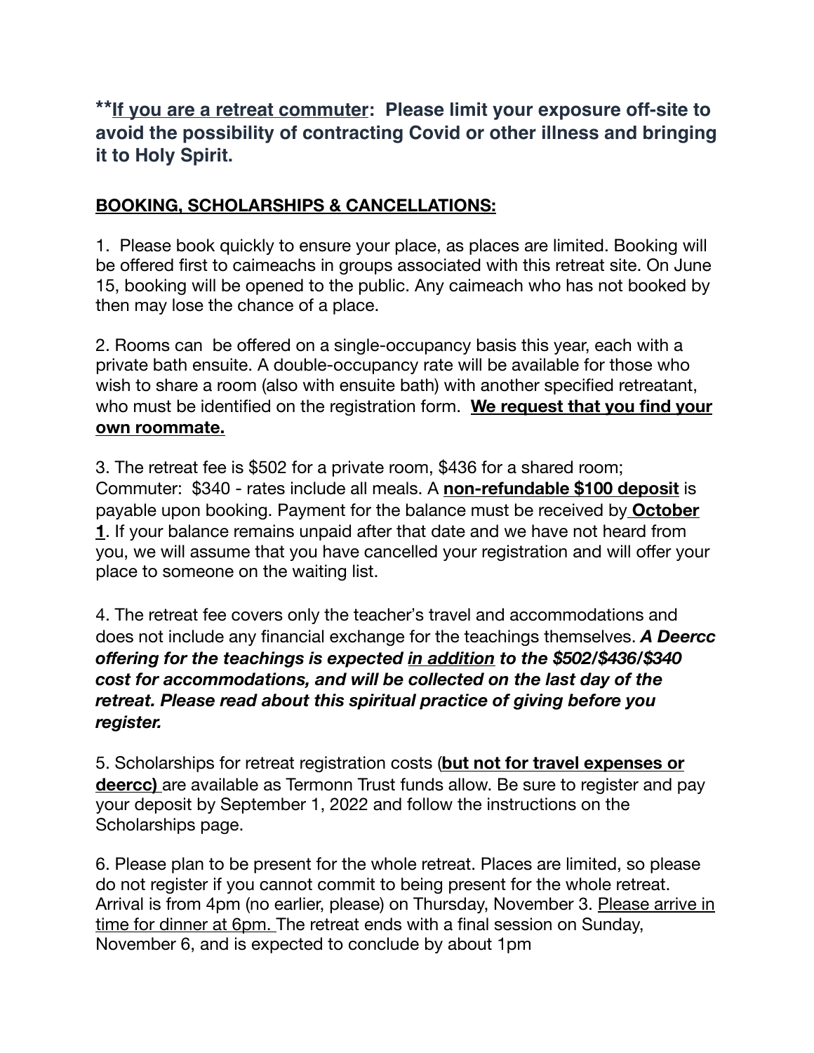****If you are a retreat commuter**: Please limit your exposure off-site to avoid the possibility of contracting Covid or other illness and bringing it to Holy Spirit.**

**BOOKING, SCHOLARSHIPS & CANCELLATIONS:**

1. Please book quickly to ensure your place, as places are limited. Booking will be offered first to caimeachs in groups associated with this retreat site. On June 15, booking will be opened to the public. Any caimeach who has not booked by then may lose the chance of a place.

2. Rooms can be offered on a single-occupancy basis this year, each with a private bath ensuite. A double-occupancy rate will be available for those who wish to share a room (also with ensuite bath) with another specified retreatant, who must be identified on the registration form. **We request that you find your own roommate.**

3. The retreat fee is $502 for a private room, $436 for a shared room; Commuter: $340 - rates include all meals. A **non-refundable $100 deposit** is payable upon booking. Payment for the balance must be received by **October 1**. If your balance remains unpaid after that date and we have not heard from you, we will assume that you have cancelled your registration and will offer your place to someone on the waiting list.

4. The retreat fee covers only the teacher's travel and accommodations and does not include any financial exchange for the teachings themselves. ***A Deercc offering for the teachings is expected in addition to the $502/$436/$340 cost for accommodations, and will be collected on the last day of the retreat. Please read about this spiritual practice of giving before you register.***

5. Scholarships for retreat registration costs (**but not for travel expenses or deercc)** are available as Termonn Trust funds allow. Be sure to register and pay your deposit by September 1, 2022 and follow the instructions on the Scholarships page.

6. Please plan to be present for the whole retreat. Places are limited, so please do not register if you cannot commit to being present for the whole retreat. Arrival is from 4pm (no earlier, please) on Thursday, November 3. Please arrive in time for dinner at 6pm. The retreat ends with a final session on Sunday, November 6, and is expected to conclude by about 1pm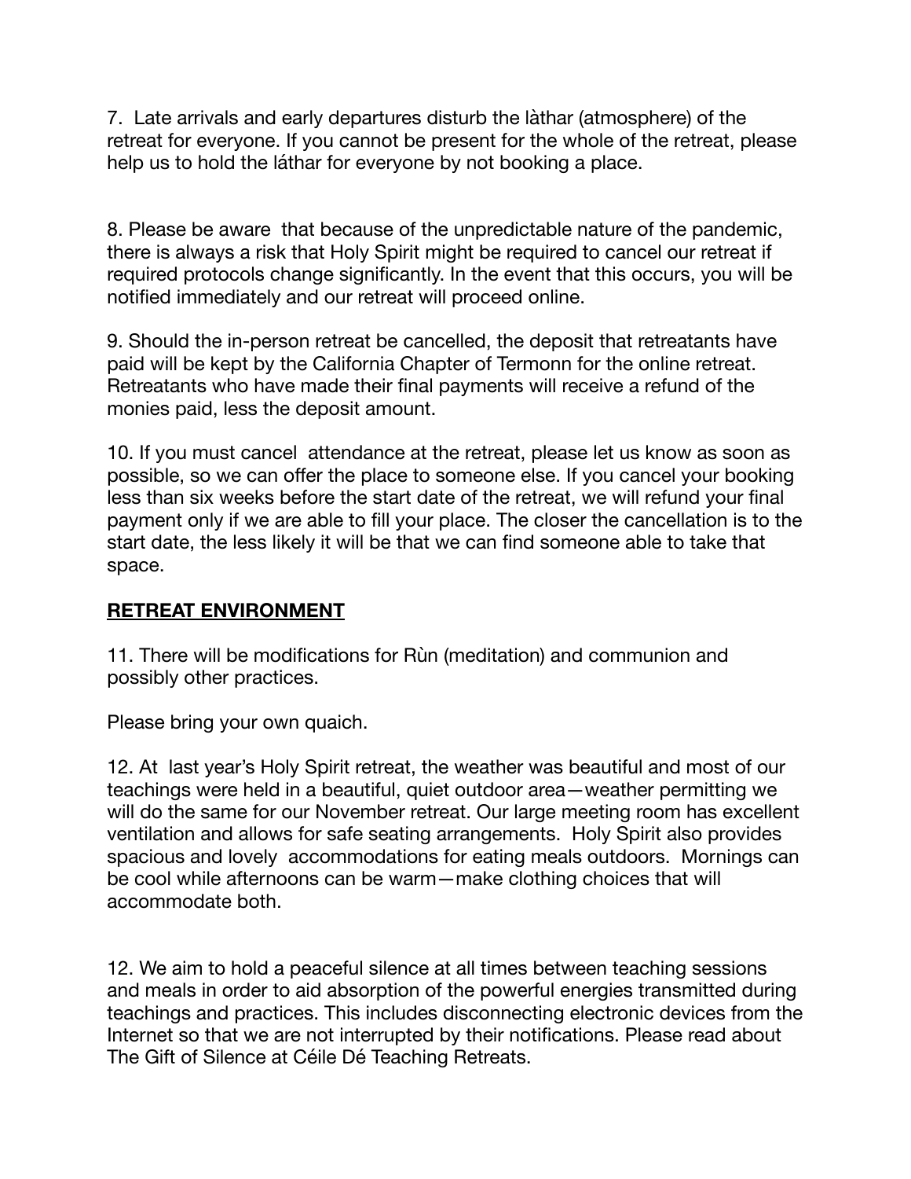7. Late arrivals and early departures disturb the làthar (atmosphere) of the retreat for everyone. If you cannot be present for the whole of the retreat, please help us to hold the láthar for everyone by not booking a place.

8. Please be aware that because of the unpredictable nature of the pandemic, there is always a risk that Holy Spirit might be required to cancel our retreat if required protocols change significantly. In the event that this occurs, you will be notified immediately and our retreat will proceed online.

9. Should the in-person retreat be cancelled, the deposit that retreatants have paid will be kept by the California Chapter of Termonn for the online retreat. Retreatants who have made their final payments will receive a refund of the monies paid, less the deposit amount.

10. If you must cancel attendance at the retreat, please let us know as soon as possible, so we can offer the place to someone else. If you cancel your booking less than six weeks before the start date of the retreat, we will refund your final payment only if we are able to fill your place. The closer the cancellation is to the start date, the less likely it will be that we can find someone able to take that space.

**<u>RETREAT ENVIRONMENT</u>**

11. There will be modifications for Rùn (meditation) and communion and possibly other practices.

Please bring your own quaich.

12. At last year's Holy Spirit retreat, the weather was beautiful and most of our teachings were held in a beautiful, quiet outdoor area—weather permitting we will do the same for our November retreat. Our large meeting room has excellent ventilation and allows for safe seating arrangements. Holy Spirit also provides spacious and lovely accommodations for eating meals outdoors. Mornings can be cool while afternoons can be warm—make clothing choices that will accommodate both.

12. We aim to hold a peaceful silence at all times between teaching sessions and meals in order to aid absorption of the powerful energies transmitted during teachings and practices. This includes disconnecting electronic devices from the Internet so that we are not interrupted by their notifications. Please read about The Gift of Silence at Céile Dé Teaching Retreats.